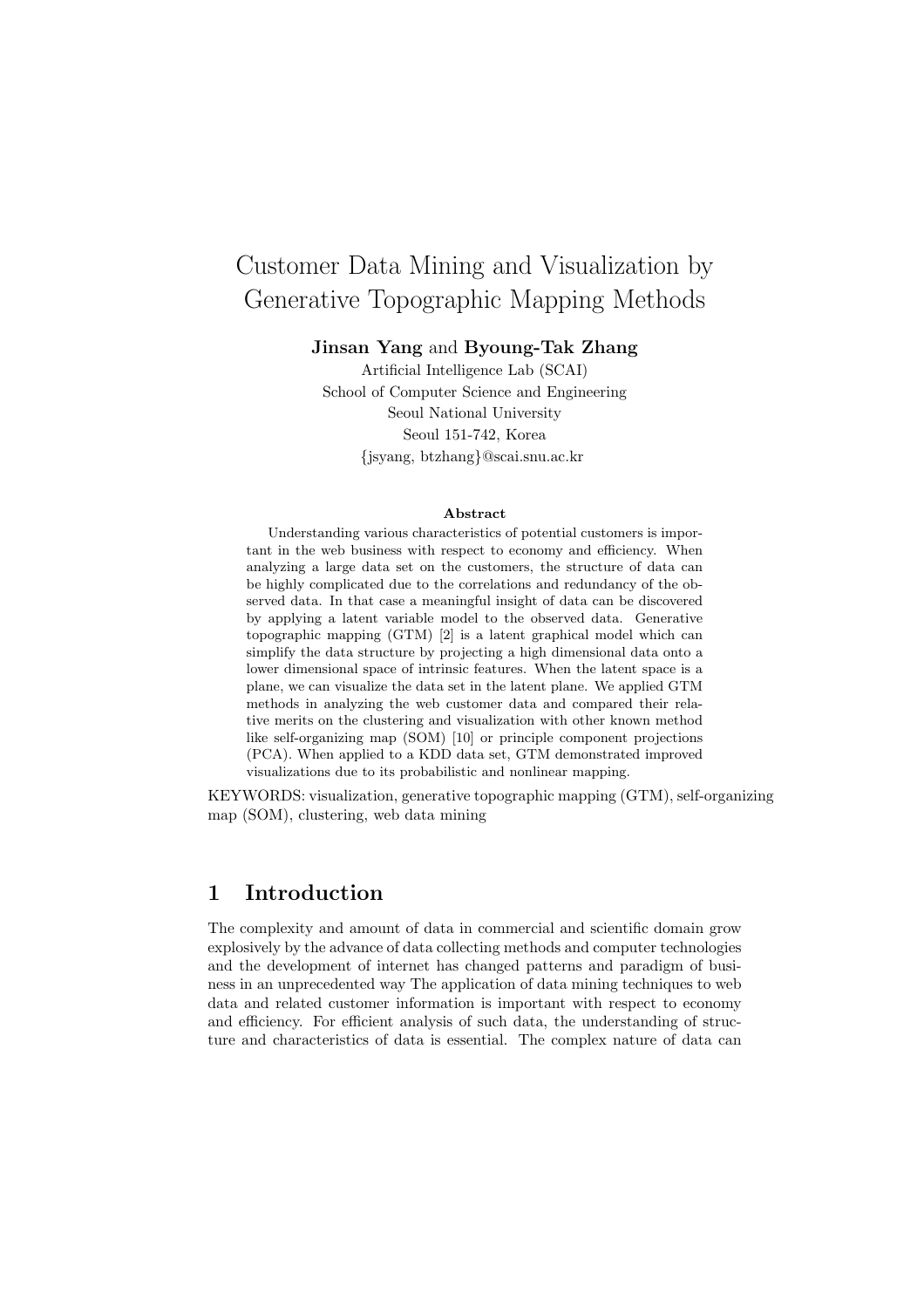# Customer Data Mining and Visualization by Generative Topographic Mapping Methods

**Jinsan Yang** and **Byoung-Tak Zhang**

Artificial Intelligence Lab (SCAI)
School of Computer Science and Engineering
Seoul National University
Seoul 151-742, Korea
{jsyang, btzhang}@scai.snu.ac.kr

### Abstract

Understanding various characteristics of potential customers is important in the web business with respect to economy and efficiency. When analyzing a large data set on the customers, the structure of data can be highly complicated due to the correlations and redundancy of the observed data. In that case a meaningful insight of data can be discovered by applying a latent variable model to the observed data. Generative topographic mapping (GTM) [2] is a latent graphical model which can simplify the data structure by projecting a high dimensional data onto a lower dimensional space of intrinsic features. When the latent space is a plane, we can visualize the data set in the latent plane. We applied GTM methods in analyzing the web customer data and compared their relative merits on the clustering and visualization with other known method like self-organizing map (SOM) [10] or principle component projections (PCA). When applied to a KDD data set, GTM demonstrated improved visualizations due to its probabilistic and nonlinear mapping.

KEYWORDS: visualization, generative topographic mapping (GTM), self-organizing map (SOM), clustering, web data mining

## 1 Introduction

The complexity and amount of data in commercial and scientific domain grow explosively by the advance of data collecting methods and computer technologies and the development of internet has changed patterns and paradigm of business in an unprecedented way The application of data mining techniques to web data and related customer information is important with respect to economy and efficiency. For efficient analysis of such data, the understanding of structure and characteristics of data is essential. The complex nature of data can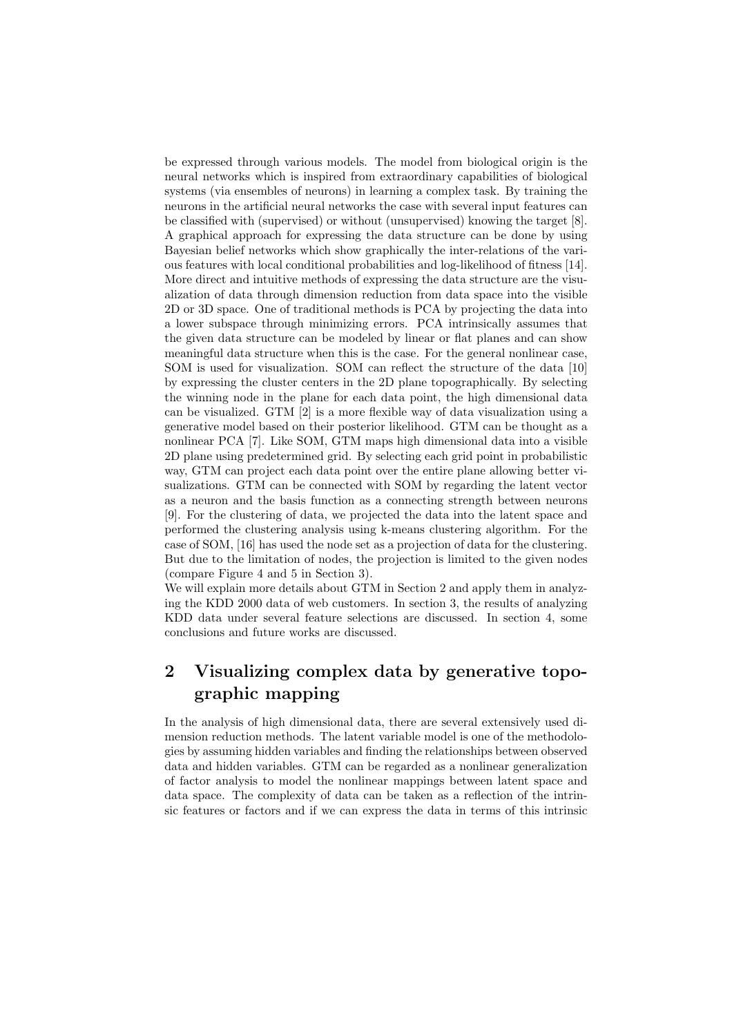be expressed through various models. The model from biological origin is the neural networks which is inspired from extraordinary capabilities of biological systems (via ensembles of neurons) in learning a complex task. By training the neurons in the artificial neural networks the case with several input features can be classified with (supervised) or without (unsupervised) knowing the target [8]. A graphical approach for expressing the data structure can be done by using Bayesian belief networks which show graphically the inter-relations of the various features with local conditional probabilities and log-likelihood of fitness [14]. More direct and intuitive methods of expressing the data structure are the visualization of data through dimension reduction from data space into the visible 2D or 3D space. One of traditional methods is PCA by projecting the data into a lower subspace through minimizing errors. PCA intrinsically assumes that the given data structure can be modeled by linear or flat planes and can show meaningful data structure when this is the case. For the general nonlinear case, SOM is used for visualization. SOM can reflect the structure of the data [10] by expressing the cluster centers in the 2D plane topographically. By selecting the winning node in the plane for each data point, the high dimensional data can be visualized. GTM [2] is a more flexible way of data visualization using a generative model based on their posterior likelihood. GTM can be thought as a nonlinear PCA [7]. Like SOM, GTM maps high dimensional data into a visible 2D plane using predetermined grid. By selecting each grid point in probabilistic way, GTM can project each data point over the entire plane allowing better visualizations. GTM can be connected with SOM by regarding the latent vector as a neuron and the basis function as a connecting strength between neurons [9]. For the clustering of data, we projected the data into the latent space and performed the clustering analysis using k-means clustering algorithm. For the case of SOM, [16] has used the node set as a projection of data for the clustering. But due to the limitation of nodes, the projection is limited to the given nodes (compare Figure 4 and 5 in Section 3).

We will explain more details about GTM in Section 2 and apply them in analyzing the KDD 2000 data of web customers. In section 3, the results of analyzing KDD data under several feature selections are discussed. In section 4, some conclusions and future works are discussed.

## 2 Visualizing complex data by generative topographic mapping

In the analysis of high dimensional data, there are several extensively used dimension reduction methods. The latent variable model is one of the methodologies by assuming hidden variables and finding the relationships between observed data and hidden variables. GTM can be regarded as a nonlinear generalization of factor analysis to model the nonlinear mappings between latent space and data space. The complexity of data can be taken as a reflection of the intrinsic features or factors and if we can express the data in terms of this intrinsic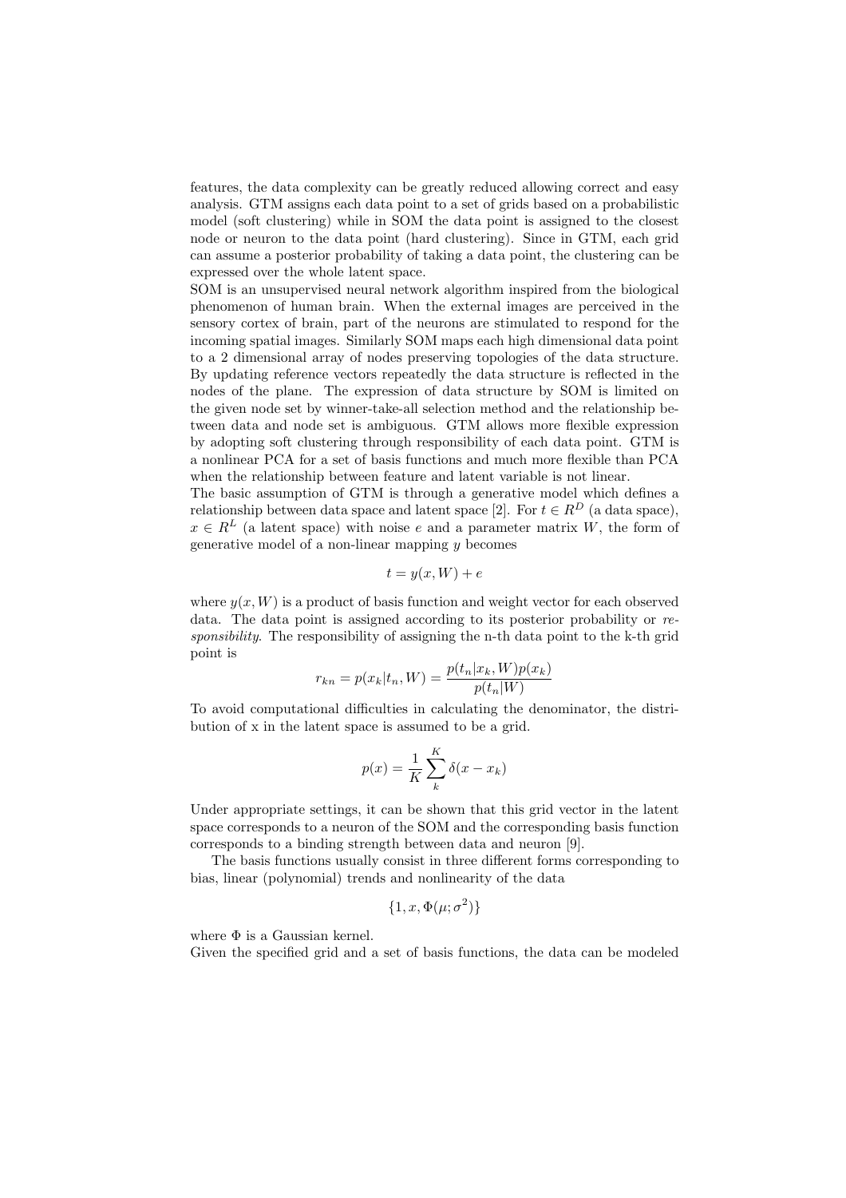features, the data complexity can be greatly reduced allowing correct and easy analysis. GTM assigns each data point to a set of grids based on a probabilistic model (soft clustering) while in SOM the data point is assigned to the closest node or neuron to the data point (hard clustering). Since in GTM, each grid can assume a posterior probability of taking a data point, the clustering can be expressed over the whole latent space.

SOM is an unsupervised neural network algorithm inspired from the biological phenomenon of human brain. When the external images are perceived in the sensory cortex of brain, part of the neurons are stimulated to respond for the incoming spatial images. Similarly SOM maps each high dimensional data point to a 2 dimensional array of nodes preserving topologies of the data structure. By updating reference vectors repeatedly the data structure is reflected in the nodes of the plane. The expression of data structure by SOM is limited on the given node set by winner-take-all selection method and the relationship between data and node set is ambiguous. GTM allows more flexible expression by adopting soft clustering through responsibility of each data point. GTM is a nonlinear PCA for a set of basis functions and much more flexible than PCA when the relationship between feature and latent variable is not linear.

The basic assumption of GTM is through a generative model which defines a relationship between data space and latent space [2]. For $t \in R^D$ (a data space), $x \in R^L$ (a latent space) with noise $e$ and a parameter matrix $W$, the form of generative model of a non-linear mapping $y$ becomes

$$t = y(x, W) + e$$

where $y(x, W)$ is a product of basis function and weight vector for each observed data. The data point is assigned according to its posterior probability or *responsibility*. The responsibility of assigning the n-th data point to the k-th grid point is

$$r_{kn} = p(x_k|t_n, W) = \frac{p(t_n|x_k, W)p(x_k)}{p(t_n|W)}$$

To avoid computational difficulties in calculating the denominator, the distribution of x in the latent space is assumed to be a grid.

$$p(x) = \frac{1}{K}\sum_{k}^{K} \delta(x - x_k)$$

Under appropriate settings, it can be shown that this grid vector in the latent space corresponds to a neuron of the SOM and the corresponding basis function corresponds to a binding strength between data and neuron [9].

The basis functions usually consist in three different forms corresponding to bias, linear (polynomial) trends and nonlinearity of the data

$$\{1, x, \Phi(\mu; \sigma^2)\}$$

where $\Phi$ is a Gaussian kernel.

Given the specified grid and a set of basis functions, the data can be modeled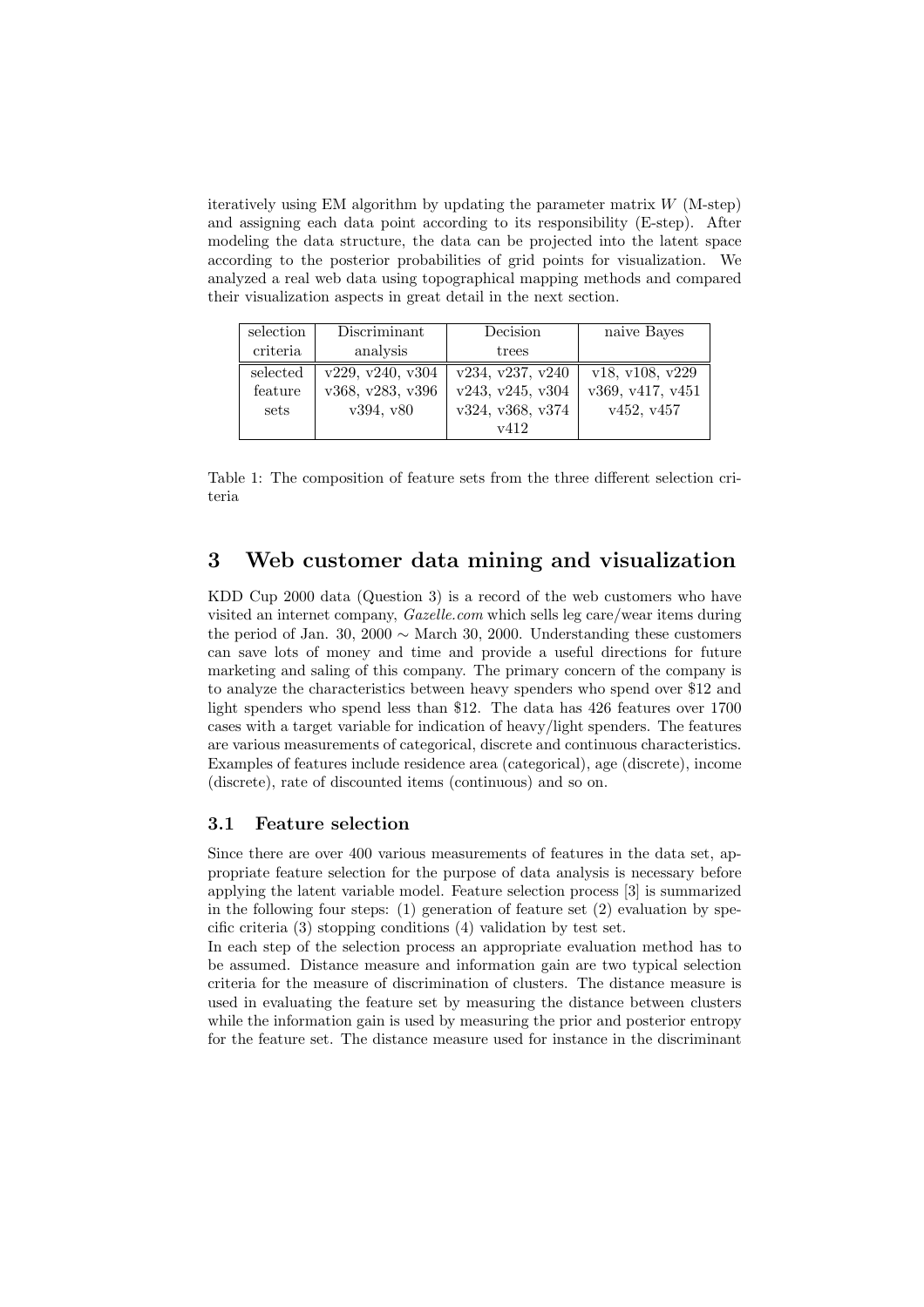iteratively using EM algorithm by updating the parameter matrix $W$ (M-step) and assigning each data point according to its responsibility (E-step). After modeling the data structure, the data can be projected into the latent space according to the posterior probabilities of grid points for visualization. We analyzed a real web data using topographical mapping methods and compared their visualization aspects in great detail in the next section.

| selection criteria | Discriminant analysis | Decision trees | naive Bayes |
|---|---|---|---|
| selected feature sets | v229, v240, v304 v368, v283, v396 v394, v80 | v234, v237, v240 v243, v245, v304 v324, v368, v374 v412 | v18, v108, v229 v369, v417, v451 v452, v457 |

Table 1: The composition of feature sets from the three different selection criteria

## 3 Web customer data mining and visualization

KDD Cup 2000 data (Question 3) is a record of the web customers who have visited an internet company, *Gazelle.com* which sells leg care/wear items during the period of Jan. 30, 2000 ∼ March 30, 2000. Understanding these customers can save lots of money and time and provide a useful directions for future marketing and saling of this company. The primary concern of the company is to analyze the characteristics between heavy spenders who spend over $12 and light spenders who spend less than $12. The data has 426 features over 1700 cases with a target variable for indication of heavy/light spenders. The features are various measurements of categorical, discrete and continuous characteristics. Examples of features include residence area (categorical), age (discrete), income (discrete), rate of discounted items (continuous) and so on.

### 3.1 Feature selection

Since there are over 400 various measurements of features in the data set, appropriate feature selection for the purpose of data analysis is necessary before applying the latent variable model. Feature selection process [3] is summarized in the following four steps: (1) generation of feature set (2) evaluation by specific criteria (3) stopping conditions (4) validation by test set.

In each step of the selection process an appropriate evaluation method has to be assumed. Distance measure and information gain are two typical selection criteria for the measure of discrimination of clusters. The distance measure is used in evaluating the feature set by measuring the distance between clusters while the information gain is used by measuring the prior and posterior entropy for the feature set. The distance measure used for instance in the discriminant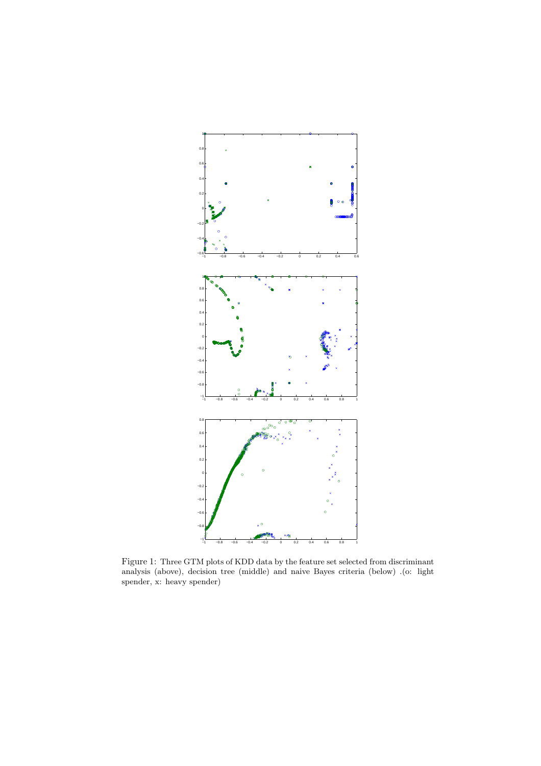Figure 1: Three GTM plots of KDD data by the feature set selected from discriminant analysis (above), decision tree (middle) and naive Bayes criteria (below) .(o: light spender, x: heavy spender)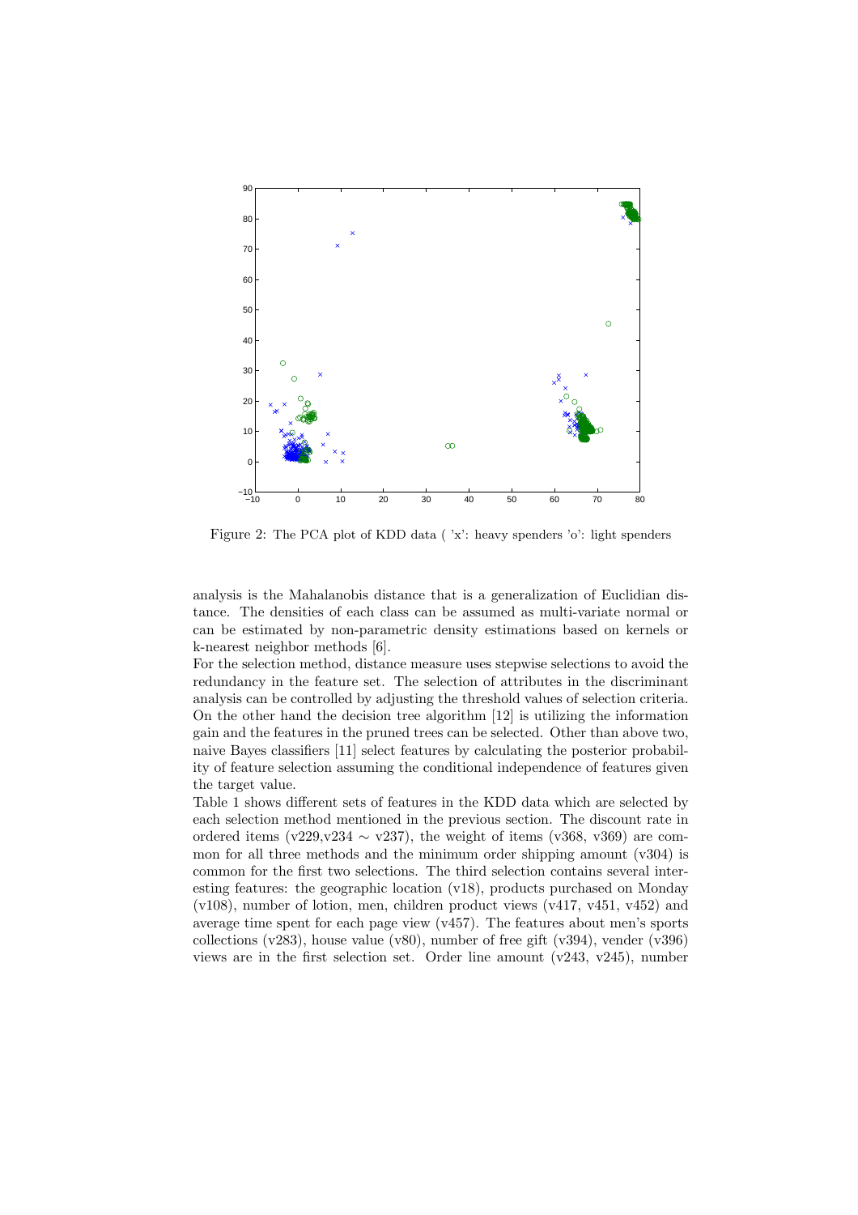Figure 2: The PCA plot of KDD data ( 'x': heavy spenders 'o': light spenders

analysis is the Mahalanobis distance that is a generalization of Euclidian distance. The densities of each class can be assumed as multi-variate normal or can be estimated by non-parametric density estimations based on kernels or k-nearest neighbor methods [6].

For the selection method, distance measure uses stepwise selections to avoid the redundancy in the feature set. The selection of attributes in the discriminant analysis can be controlled by adjusting the threshold values of selection criteria. On the other hand the decision tree algorithm [12] is utilizing the information gain and the features in the pruned trees can be selected. Other than above two, naive Bayes classifiers [11] select features by calculating the posterior probability of feature selection assuming the conditional independence of features given the target value.

Table 1 shows different sets of features in the KDD data which are selected by each selection method mentioned in the previous section. The discount rate in ordered items (v229,v234 $\sim$ v237), the weight of items (v368, v369) are common for all three methods and the minimum order shipping amount (v304) is common for the first two selections. The third selection contains several interesting features: the geographic location (v18), products purchased on Monday (v108), number of lotion, men, children product views (v417, v451, v452) and average time spent for each page view (v457). The features about men's sports collections (v283), house value (v80), number of free gift (v394), vender (v396) views are in the first selection set. Order line amount (v243, v245), number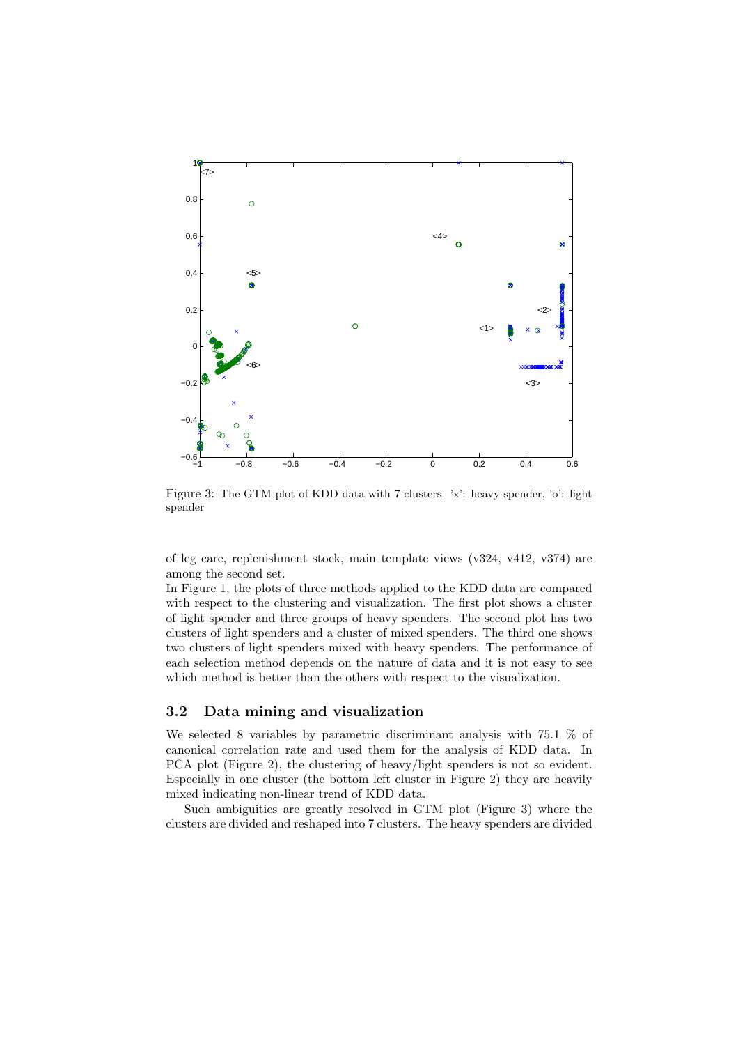Figure 3: The GTM plot of KDD data with 7 clusters. 'x': heavy spender, 'o': light spender

of leg care, replenishment stock, main template views (v324, v412, v374) are among the second set.

In Figure 1, the plots of three methods applied to the KDD data are compared with respect to the clustering and visualization. The first plot shows a cluster of light spender and three groups of heavy spenders. The second plot has two clusters of light spenders and a cluster of mixed spenders. The third one shows two clusters of light spenders mixed with heavy spenders. The performance of each selection method depends on the nature of data and it is not easy to see which method is better than the others with respect to the visualization.

## 3.2 Data mining and visualization

We selected 8 variables by parametric discriminant analysis with 75.1 % of canonical correlation rate and used them for the analysis of KDD data. In PCA plot (Figure 2), the clustering of heavy/light spenders is not so evident. Especially in one cluster (the bottom left cluster in Figure 2) they are heavily mixed indicating non-linear trend of KDD data.

Such ambiguities are greatly resolved in GTM plot (Figure 3) where the clusters are divided and reshaped into 7 clusters. The heavy spenders are divided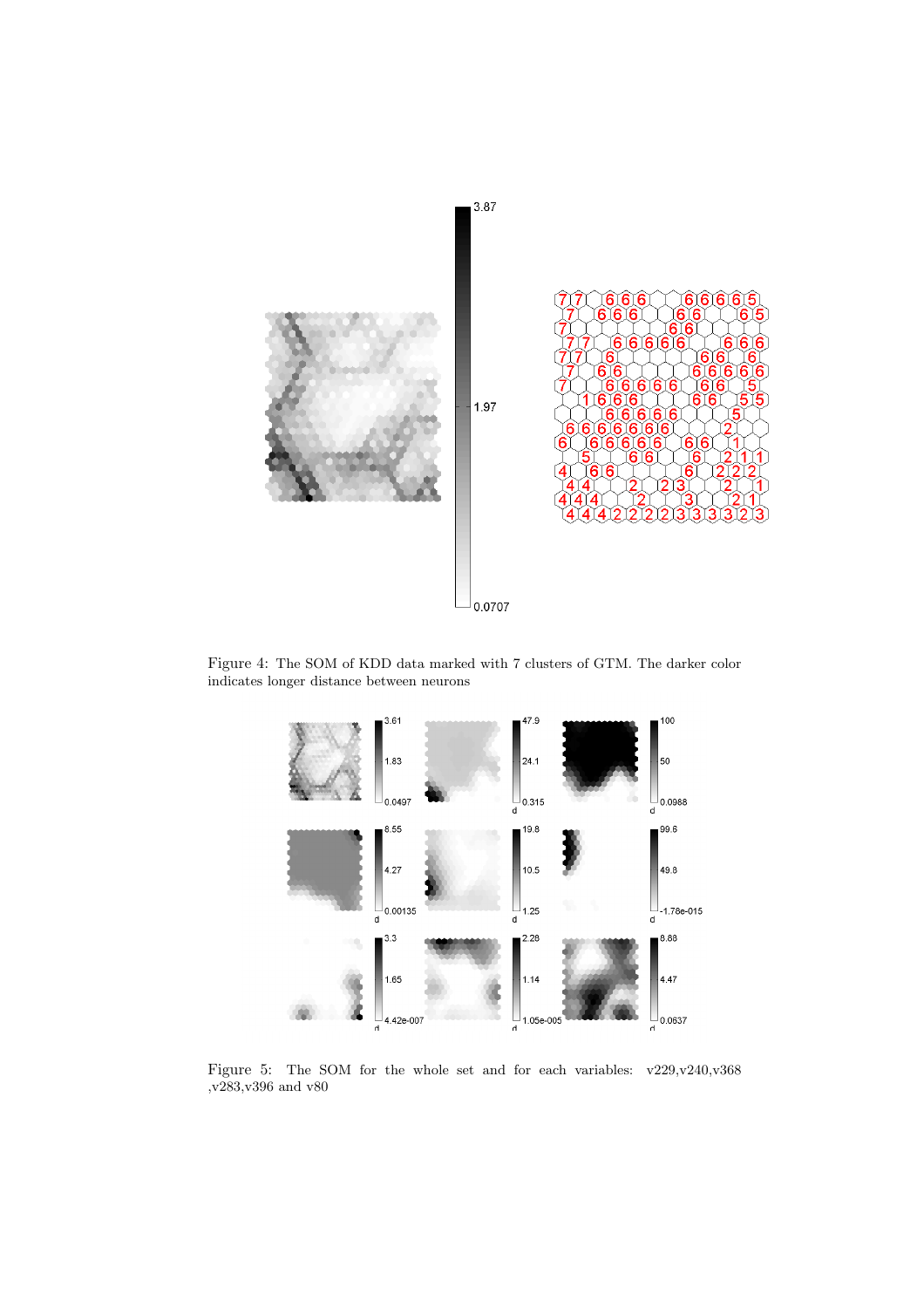Figure 4: The SOM of KDD data marked with 7 clusters of GTM. The darker color indicates longer distance between neurons

Figure 5: The SOM for the whole set and for each variables: v229,v240,v368 ,v283,v396 and v80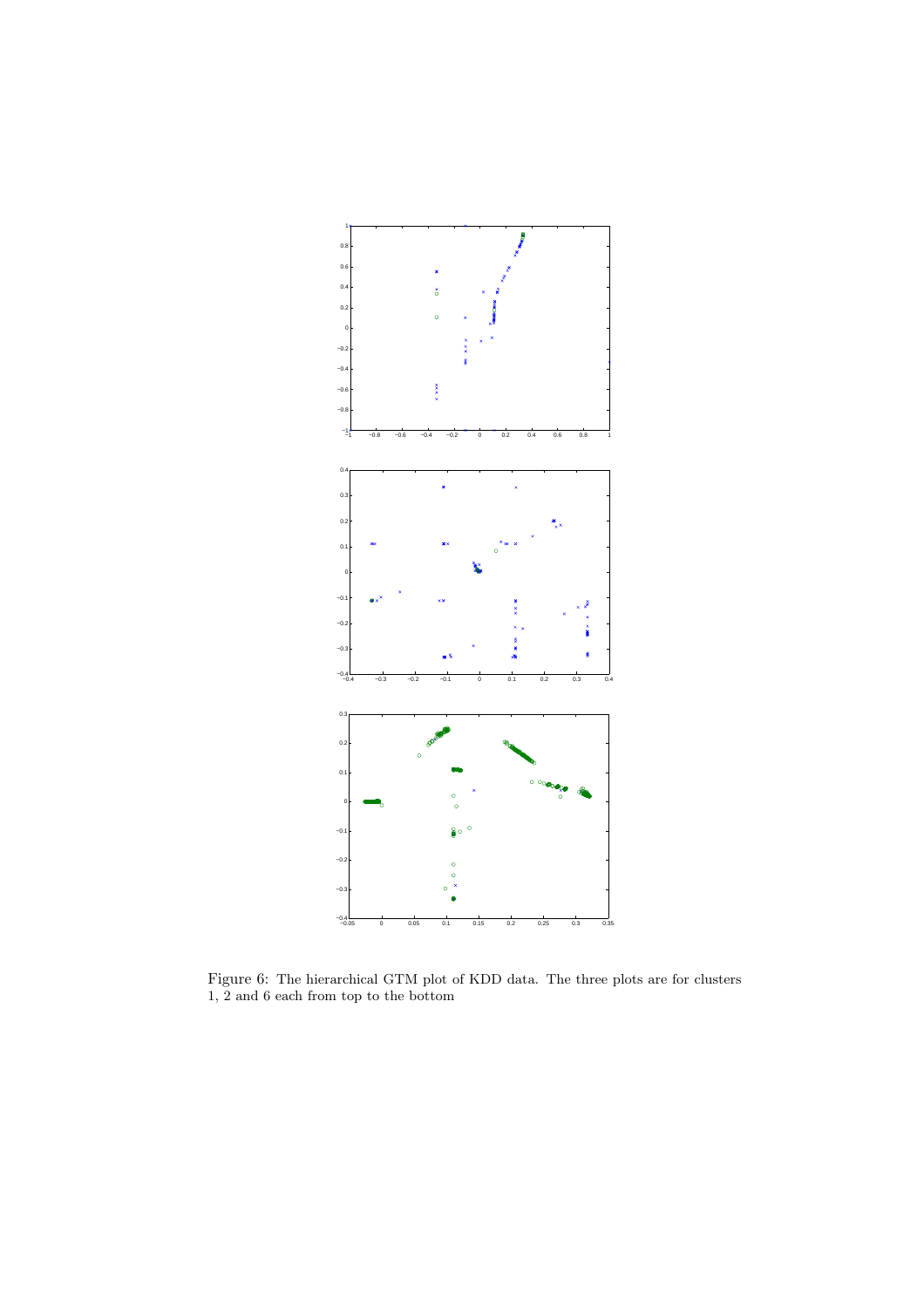Figure 6: The hierarchical GTM plot of KDD data. The three plots are for clusters 1, 2 and 6 each from top to the bottom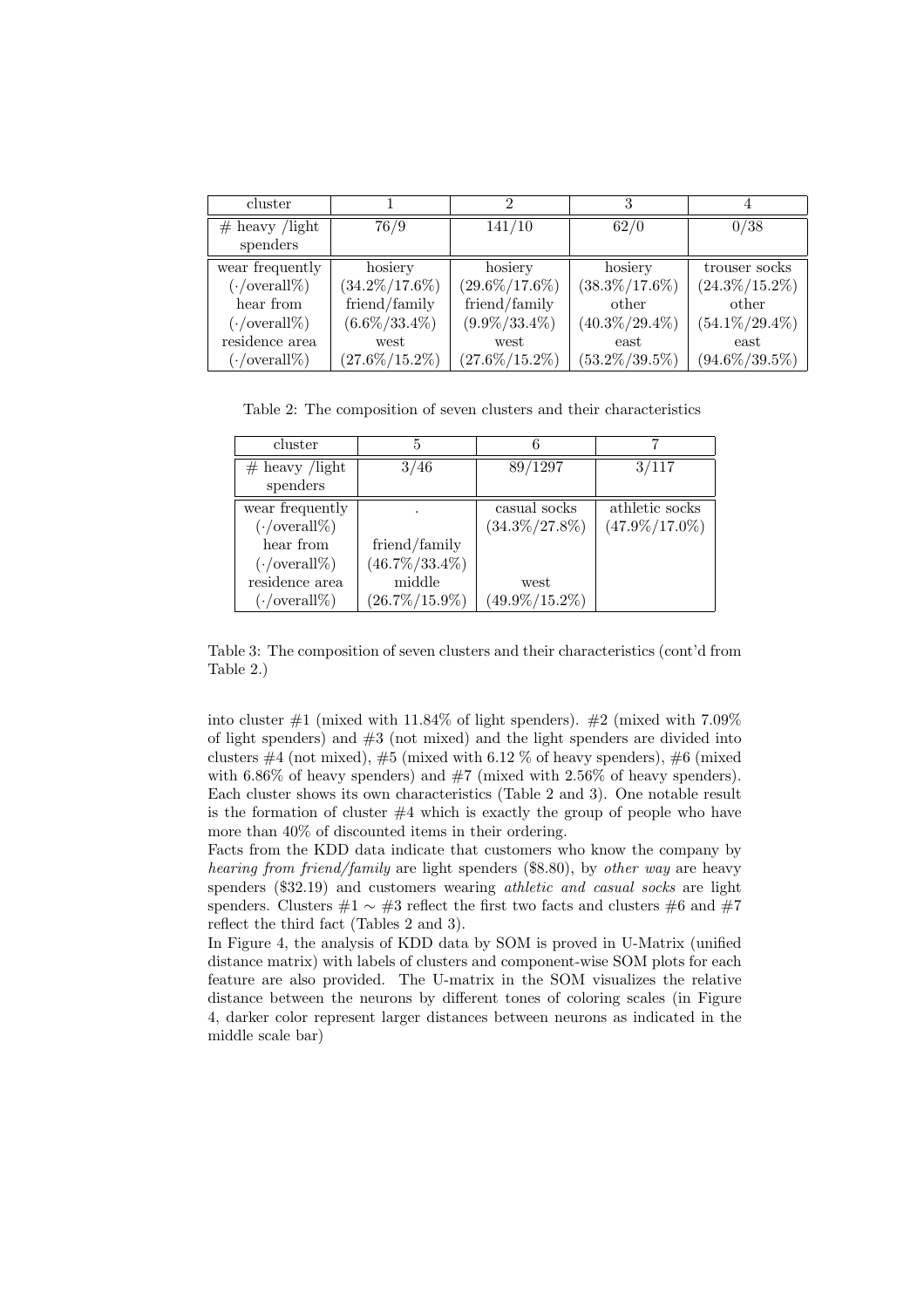| cluster | 1 | 2 | 3 | 4 |
|---|---|---|---|---|
| # heavy /light spenders | 76/9 | 141/10 | 62/0 | 0/38 |
| wear frequently | hosiery | hosiery | hosiery | trouser socks |
| (·/overall%) | (34.2%/17.6%) | (29.6%/17.6%) | (38.3%/17.6%) | (24.3%/15.2%) |
| hear from | friend/family | friend/family | other | other |
| (·/overall%) | (6.6%/33.4%) | (9.9%/33.4%) | (40.3%/29.4%) | (54.1%/29.4%) |
| residence area | west | west | east | east |
| (·/overall%) | (27.6%/15.2%) | (27.6%/15.2%) | (53.2%/39.5%) | (94.6%/39.5%) |

Table 2: The composition of seven clusters and their characteristics

| cluster | 5 | 6 | 7 |
|---|---|---|---|
| # heavy /light spenders | 3/46 | 89/1297 | 3/117 |
| wear frequently | . | casual socks | athletic socks |
| (·/overall%) | | (34.3%/27.8%) | (47.9%/17.0%) |
| hear from | friend/family | | |
| (·/overall%) | (46.7%/33.4%) | | |
| residence area | middle | west | |
| (·/overall%) | (26.7%/15.9%) | (49.9%/15.2%) | |

Table 3: The composition of seven clusters and their characteristics (cont'd from Table 2.)

into cluster #1 (mixed with 11.84% of light spenders). #2 (mixed with 7.09% of light spenders) and #3 (not mixed) and the light spenders are divided into clusters #4 (not mixed), #5 (mixed with 6.12 % of heavy spenders), #6 (mixed with 6.86% of heavy spenders) and #7 (mixed with 2.56% of heavy spenders). Each cluster shows its own characteristics (Table 2 and 3). One notable result is the formation of cluster #4 which is exactly the group of people who have more than 40% of discounted items in their ordering.

Facts from the KDD data indicate that customers who know the company by *hearing from friend/family* are light spenders ($8.80), by *other way* are heavy spenders ($32.19) and customers wearing *athletic and casual socks* are light spenders. Clusters #1 $\sim$ #3 reflect the first two facts and clusters #6 and #7 reflect the third fact (Tables 2 and 3).

In Figure 4, the analysis of KDD data by SOM is proved in U-Matrix (unified distance matrix) with labels of clusters and component-wise SOM plots for each feature are also provided. The U-matrix in the SOM visualizes the relative distance between the neurons by different tones of coloring scales (in Figure 4, darker color represent larger distances between neurons as indicated in the middle scale bar)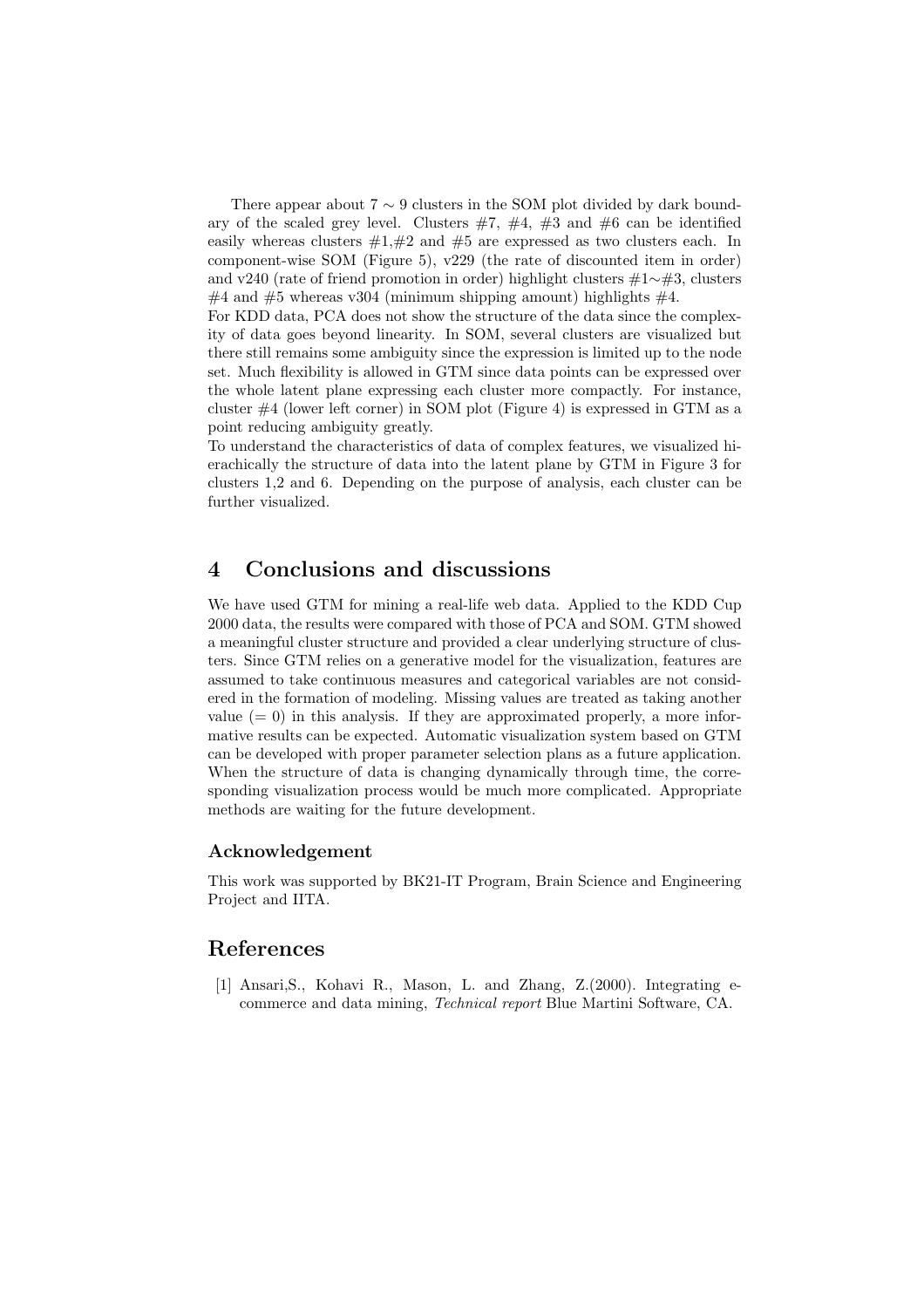There appear about $7 \sim 9$ clusters in the SOM plot divided by dark boundary of the scaled grey level. Clusters #7, #4, #3 and #6 can be identified easily whereas clusters #1,#2 and #5 are expressed as two clusters each. In component-wise SOM (Figure 5), v229 (the rate of discounted item in order) and v240 (rate of friend promotion in order) highlight clusters #1$\sim$#3, clusters #4 and #5 whereas v304 (minimum shipping amount) highlights #4.
For KDD data, PCA does not show the structure of the data since the complexity of data goes beyond linearity. In SOM, several clusters are visualized but there still remains some ambiguity since the expression is limited up to the node set. Much flexibility is allowed in GTM since data points can be expressed over the whole latent plane expressing each cluster more compactly. For instance, cluster #4 (lower left corner) in SOM plot (Figure 4) is expressed in GTM as a point reducing ambiguity greatly.
To understand the characteristics of data of complex features, we visualized hierachically the structure of data into the latent plane by GTM in Figure 3 for clusters 1,2 and 6. Depending on the purpose of analysis, each cluster can be further visualized.

## 4 Conclusions and discussions

We have used GTM for mining a real-life web data. Applied to the KDD Cup 2000 data, the results were compared with those of PCA and SOM. GTM showed a meaningful cluster structure and provided a clear underlying structure of clusters. Since GTM relies on a generative model for the visualization, features are assumed to take continuous measures and categorical variables are not considered in the formation of modeling. Missing values are treated as taking another value ($= 0$) in this analysis. If they are approximated properly, a more informative results can be expected. Automatic visualization system based on GTM can be developed with proper parameter selection plans as a future application. When the structure of data is changing dynamically through time, the corresponding visualization process would be much more complicated. Appropriate methods are waiting for the future development.

### Acknowledgement

This work was supported by BK21-IT Program, Brain Science and Engineering Project and IITA.

## References

[1] Ansari,S., Kohavi R., Mason, L. and Zhang, Z.(2000). Integrating e-commerce and data mining, *Technical report* Blue Martini Software, CA.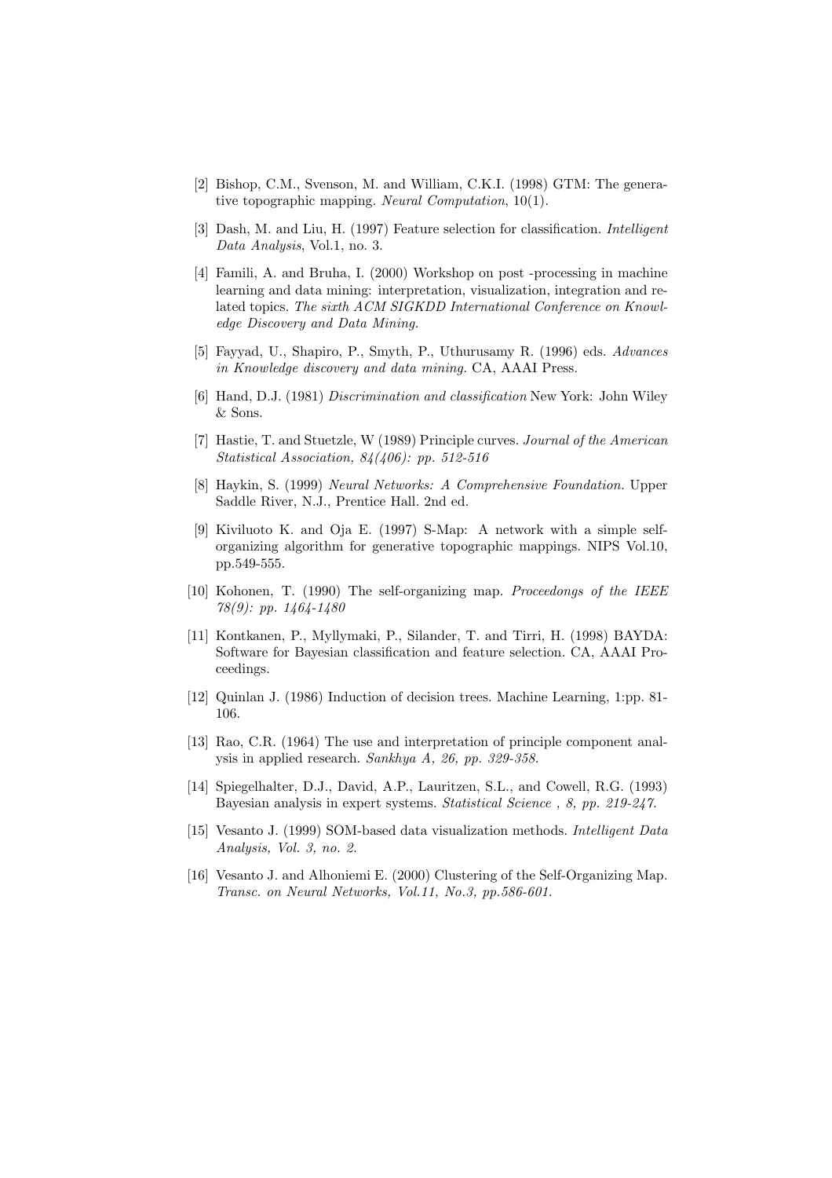[2] Bishop, C.M., Svenson, M. and William, C.K.I. (1998) GTM: The generative topographic mapping. *Neural Computation*, 10(1).

[3] Dash, M. and Liu, H. (1997) Feature selection for classification. *Intelligent Data Analysis*, Vol.1, no. 3.

[4] Famili, A. and Bruha, I. (2000) Workshop on post -processing in machine learning and data mining: interpretation, visualization, integration and related topics. *The sixth ACM SIGKDD International Conference on Knowledge Discovery and Data Mining.*

[5] Fayyad, U., Shapiro, P., Smyth, P., Uthurusamy R. (1996) eds. *Advances in Knowledge discovery and data mining.* CA, AAAI Press.

[6] Hand, D.J. (1981) *Discrimination and classification* New York: John Wiley & Sons.

[7] Hastie, T. and Stuetzle, W (1989) Principle curves. *Journal of the American Statistical Association, 84(406): pp. 512-516*

[8] Haykin, S. (1999) *Neural Networks: A Comprehensive Foundation.* Upper Saddle River, N.J., Prentice Hall. 2nd ed.

[9] Kiviluoto K. and Oja E. (1997) S-Map: A network with a simple self-organizing algorithm for generative topographic mappings. NIPS Vol.10, pp.549-555.

[10] Kohonen, T. (1990) The self-organizing map. *Proceedongs of the IEEE 78(9): pp. 1464-1480*

[11] Kontkanen, P., Myllymaki, P., Silander, T. and Tirri, H. (1998) BAYDA: Software for Bayesian classification and feature selection. CA, AAAI Proceedings.

[12] Quinlan J. (1986) Induction of decision trees. Machine Learning, 1:pp. 81-106.

[13] Rao, C.R. (1964) The use and interpretation of principle component analysis in applied research. *Sankhya A, 26, pp. 329-358.*

[14] Spiegelhalter, D.J., David, A.P., Lauritzen, S.L., and Cowell, R.G. (1993) Bayesian analysis in expert systems. *Statistical Science , 8, pp. 219-247.*

[15] Vesanto J. (1999) SOM-based data visualization methods. *Intelligent Data Analysis, Vol. 3, no. 2.*

[16] Vesanto J. and Alhoniemi E. (2000) Clustering of the Self-Organizing Map. *Transc. on Neural Networks, Vol.11, No.3, pp.586-601.*